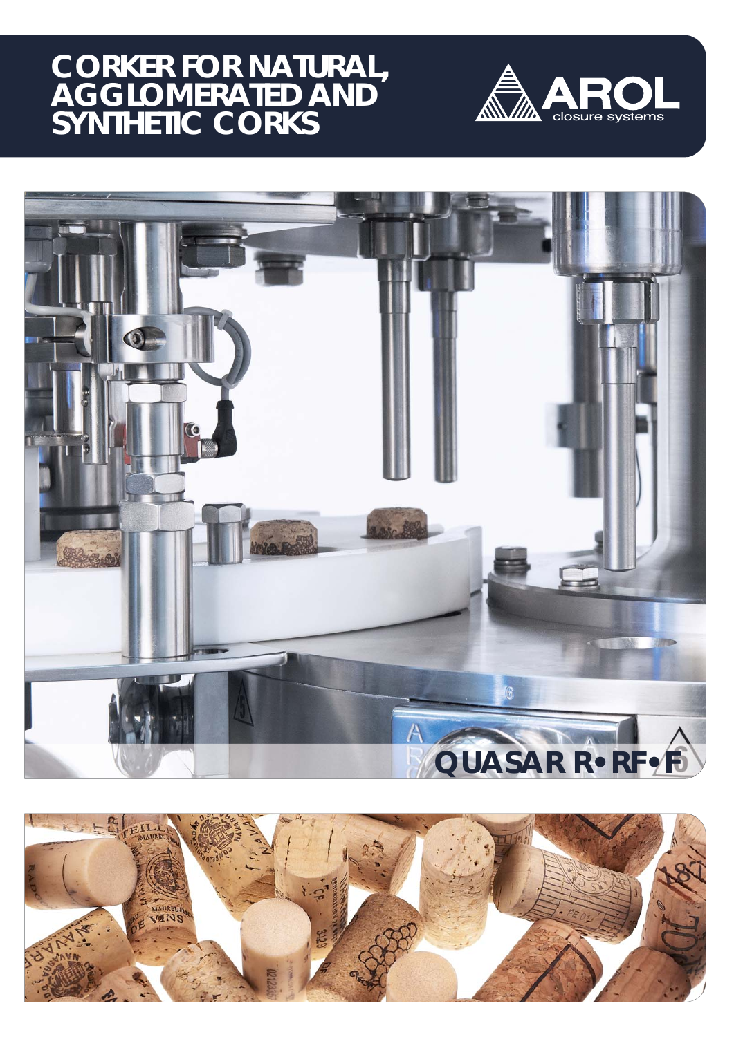# CORKER FOR NATURAL, AGGLOMERATED AND SYNTHETIC CORKS

AROL
closure systems

## QUASAR R • RF • F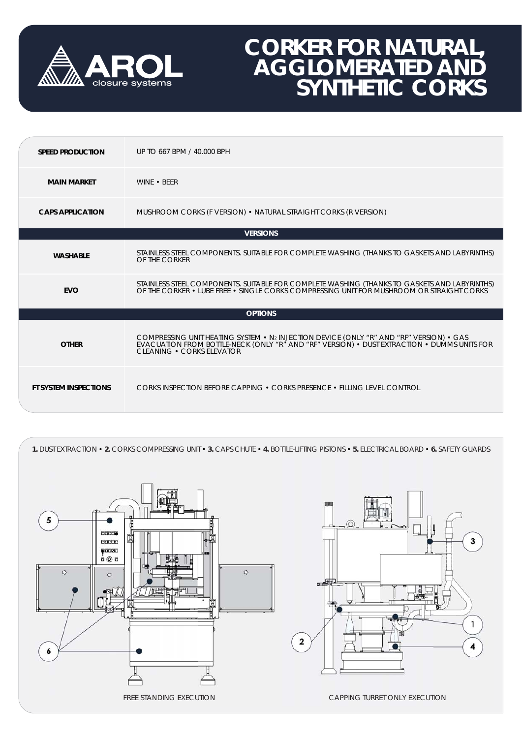# CORKER FOR NATURAL, AGGLOMERATED AND SYNTHETIC CORKS

| | |
|---|---|
| **SPEED PRODUCTION** | UP TO 667 BPM / 40.000 BPH |
| **MAIN MARKET** | WINE • BEER |
| **CAPS APPLICATION** | MUSHROOM CORKS (F VERSION) • NATURAL STRAIGHT CORKS (R VERSION) |
| **VERSIONS** | |
| **WASHABLE** | STAINLESS STEEL COMPONENTS. SUITABLE FOR COMPLETE WASHING (THANKS TO GASKETS AND LABYRINTHS) OF THE CORKER |
| **EVO** | STAINLESS STEEL COMPONENTS. SUITABLE FOR COMPLETE WASHING (THANKS TO GASKETS AND LABYRINTHS) OF THE CORKER • LUBE FREE • SINGLE CORKS COMPRESSING UNIT FOR MUSHROOM OR STRAIGHT CORKS |
| **OPTIONS** | |
| **OTHER** | COMPRESSING UNIT HEATING SYSTEM • $N_2$ INJECTION DEVICE (ONLY "R" AND "RF" VERSION) • GAS EVACUATION FROM BOTTLE-NECK (ONLY "R" AND "RF" VERSION) • DUST EXTRACTION • DUMMS UNITS FOR CLEANING • CORKS ELEVATOR |
| **FT SYSTEM INSPECTIONS** | CORKS INSPECTION BEFORE CAPPING • CORKS PRESENCE • FILLING LEVEL CONTROL |

**1.** DUST EXTRACTION • **2.** CORKS COMPRESSING UNIT • **3.** CAPS CHUTE • **4.** BOTTLE-LIFTING PISTONS • **5.** ELECTRICAL BOARD • **6.** SAFETY GUARDS

FREE STANDING EXECUTION

CAPPING TURRET ONLY EXECUTION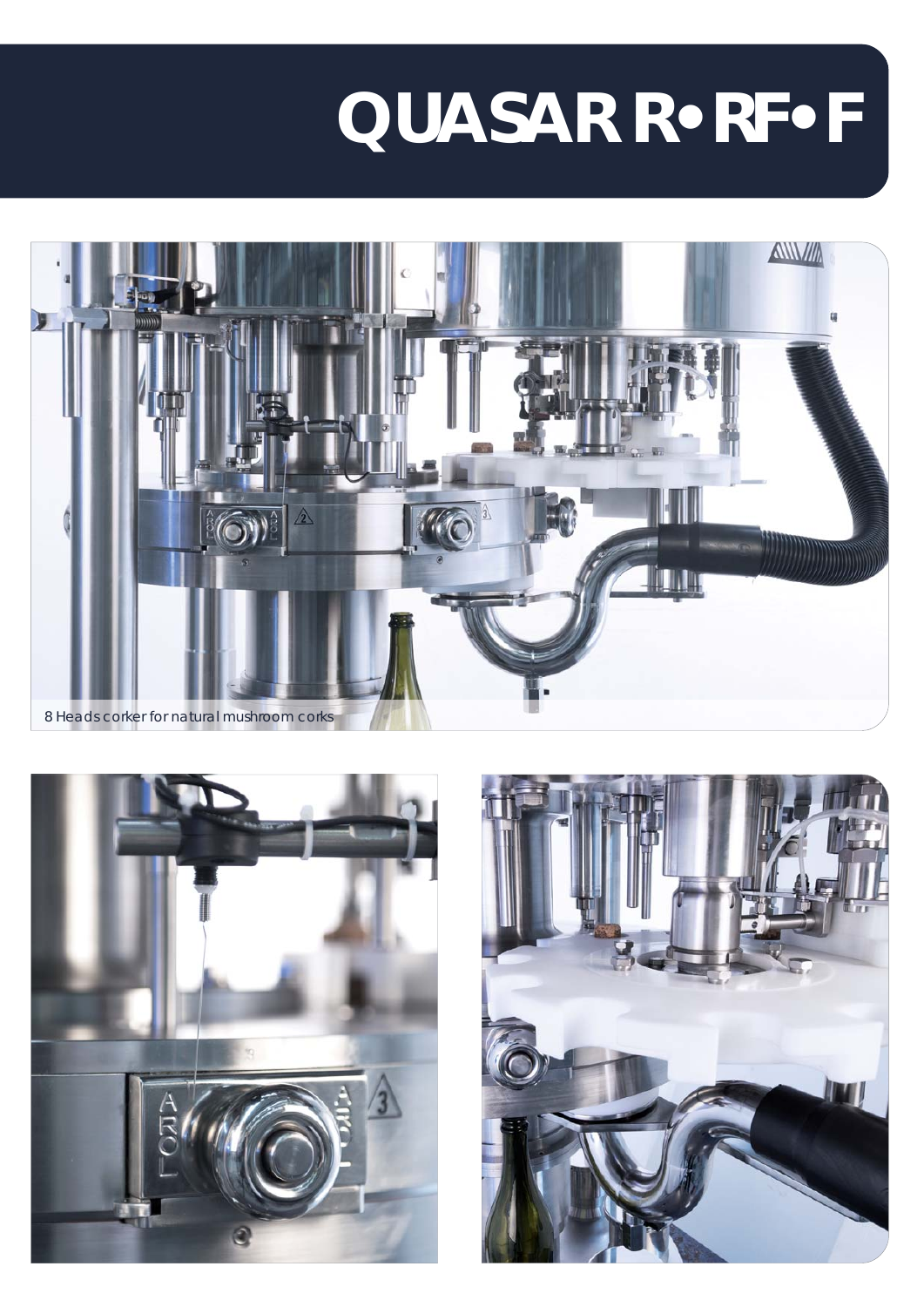# QUASAR R• RF• F

8 Heads corker for natural mushroom corks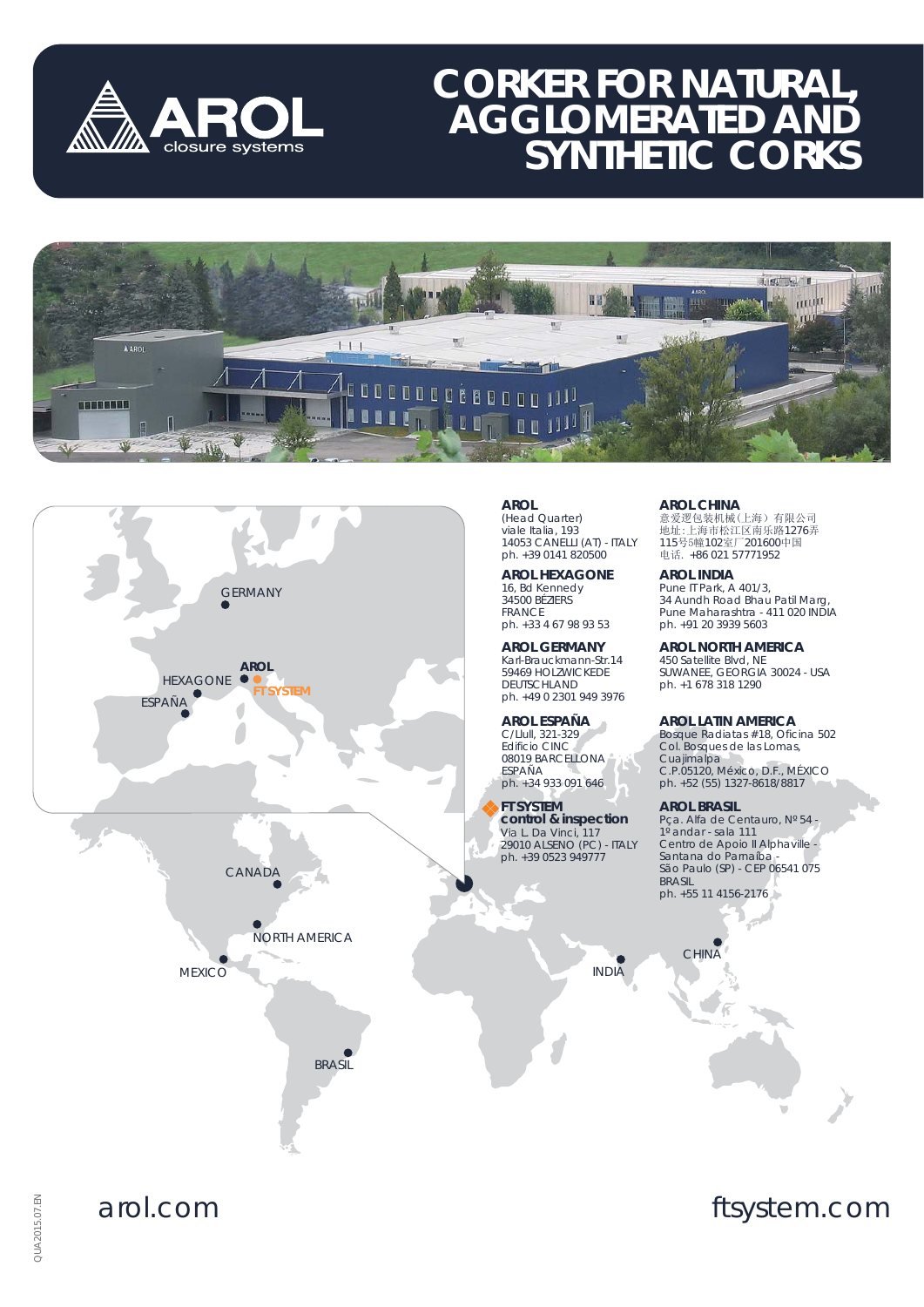# CORKER FOR NATURAL, AGGLOMERATED AND SYNTHETIC CORKS

GERMANY
AROL
HEXAGONE
FT SYSTEM
ESPAÑA
CANADA
NORTH AMERICA
MEXICO
BRASIL
INDIA
CHINA

**AROL**
(Head Quarter)
viale Italia, 193
14053 CANELLI (AT) - ITALY
ph. +39 0141 820500

**AROL HEXAGONE**
16, Bd Kennedy
34500 BÉZIERS
FRANCE
ph. +33 4 67 98 93 53

**AROL GERMANY**
Karl-Brauckmann-Str.14
59469 HOLZWICKEDE
DEUTSCHLAND
ph. +49 0 2301 949 3976

**AROL ESPAÑA**
C/Llull, 321-329
Edificio CINC
08019 BARCELLONA
ESPAÑA
ph. +34 933 091 646

**FT SYSTEM**
**control & inspection**
Via L. Da Vinci, 117
29010 ALSENO (PC) - ITALY
ph. +39 0523 949777

**AROL CHINA**
意爱逻包装机械(上海)有限公司
地址:上海市松江区南乐路1276弄
115号5幢102室厂201600中国
电话. +86 021 57771952

**AROL INDIA**
Pune IT Park, A 401/3,
34 Aundh Road Bhau Patil Marg,
Pune Maharashtra - 411 020 INDIA
ph. +91 20 3939 5603

**AROL NORTH AMERICA**
450 Satellite Blvd, NE
SUWANEE, GEORGIA 30024 - USA
ph. +1 678 318 1290

**AROL LATIN AMERICA**
Bosque Radiatas #18, Oficina 502
Col. Bosques de las Lomas,
Cuajimalpa
C.P.05120, México, D.F., MÉXICO
ph. +52 (55) 1327-8618/8817

**AROL BRASIL**
Pça. Alfa de Centauro, Nº 54 -
1º andar - sala 111
Centro de Apoio II Alphaville -
Santana do Parnaíba -
São Paulo (SP) - CEP 06541 075
BRASIL
ph. +55 11 4156-2176

arol.com

ftsystem.com

QUA2015.07.EN